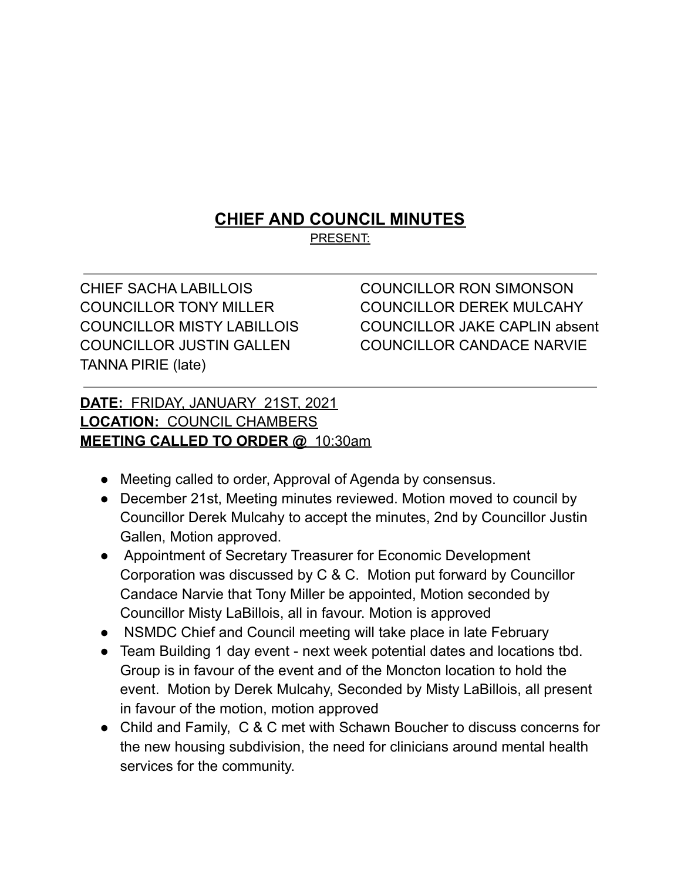# CHIEF AND COUNCIL MINUTES

PRESENT:

---

CHIEF SACHA LABILLOIS
COUNCILLOR TONY MILLER
COUNCILLOR MISTY LABILLOIS
COUNCILLOR JUSTIN GALLEN
TANNA PIRIE (late)
COUNCILLOR RON SIMONSON
COUNCILLOR DEREK MULCAHY
COUNCILLOR JAKE CAPLIN absent
COUNCILLOR CANDACE NARVIE

---

**DATE:** FRIDAY, JANUARY 21ST, 2021
**LOCATION:** COUNCIL CHAMBERS
**MEETING CALLED TO ORDER @** 10:30am

- Meeting called to order, Approval of Agenda by consensus.
- December 21st, Meeting minutes reviewed. Motion moved to council by Councillor Derek Mulcahy to accept the minutes, 2nd by Councillor Justin Gallen, Motion approved.
- Appointment of Secretary Treasurer for Economic Development Corporation was discussed by C & C. Motion put forward by Councillor Candace Narvie that Tony Miller be appointed, Motion seconded by Councillor Misty LaBillois, all in favour. Motion is approved
- NSMDC Chief and Council meeting will take place in late February
- Team Building 1 day event - next week potential dates and locations tbd. Group is in favour of the event and of the Moncton location to hold the event. Motion by Derek Mulcahy, Seconded by Misty LaBillois, all present in favour of the motion, motion approved
- Child and Family, C & C met with Schawn Boucher to discuss concerns for the new housing subdivision, the need for clinicians around mental health services for the community.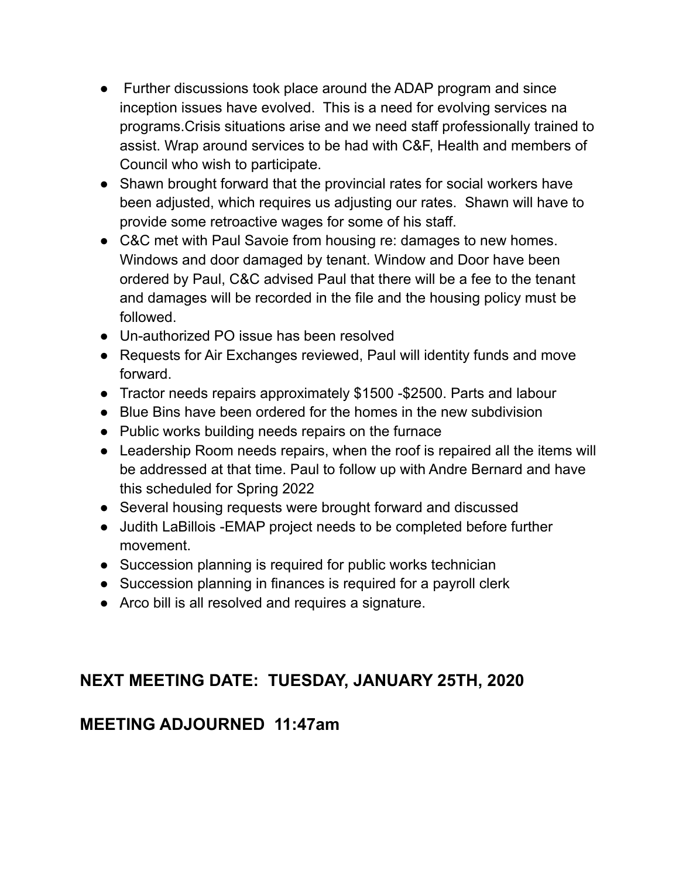- Further discussions took place around the ADAP program and since inception issues have evolved. This is a need for evolving services na programs.Crisis situations arise and we need staff professionally trained to assist. Wrap around services to be had with C&F, Health and members of Council who wish to participate.
- Shawn brought forward that the provincial rates for social workers have been adjusted, which requires us adjusting our rates. Shawn will have to provide some retroactive wages for some of his staff.
- C&C met with Paul Savoie from housing re: damages to new homes. Windows and door damaged by tenant. Window and Door have been ordered by Paul, C&C advised Paul that there will be a fee to the tenant and damages will be recorded in the file and the housing policy must be followed.
- Un-authorized PO issue has been resolved
- Requests for Air Exchanges reviewed, Paul will identity funds and move forward.
- Tractor needs repairs approximately $1500 -$2500. Parts and labour
- Blue Bins have been ordered for the homes in the new subdivision
- Public works building needs repairs on the furnace
- Leadership Room needs repairs, when the roof is repaired all the items will be addressed at that time. Paul to follow up with Andre Bernard and have this scheduled for Spring 2022
- Several housing requests were brought forward and discussed
- Judith LaBillois -EMAP project needs to be completed before further movement.
- Succession planning is required for public works technician
- Succession planning in finances is required for a payroll clerk
- Arco bill is all resolved and requires a signature.

## NEXT MEETING DATE: TUESDAY, JANUARY 25TH, 2020

## MEETING ADJOURNED 11:47am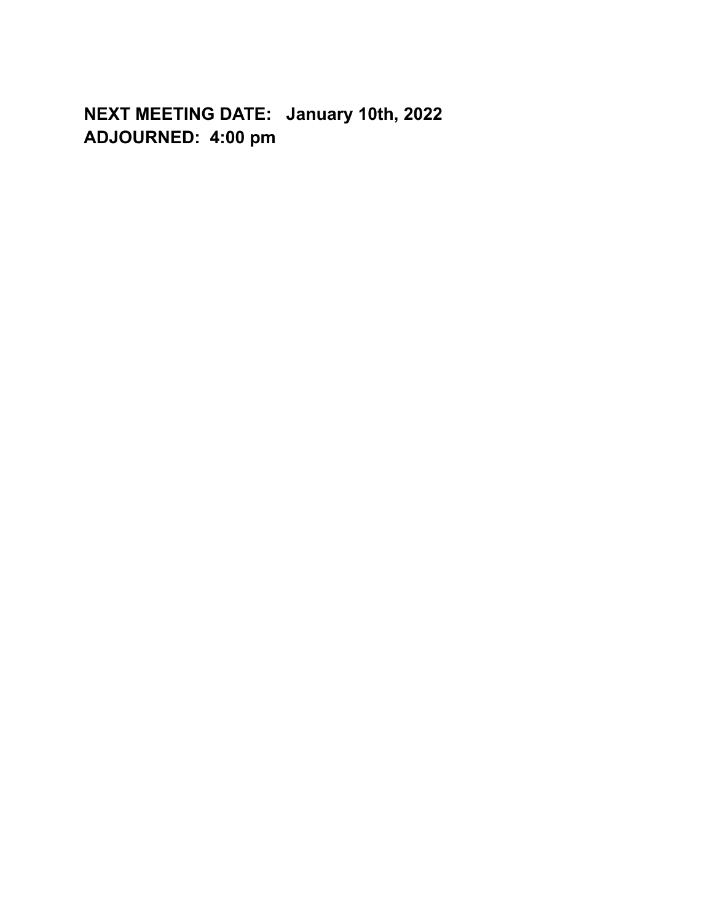**NEXT MEETING DATE:   January 10th, 2022**
**ADJOURNED:  4:00 pm**